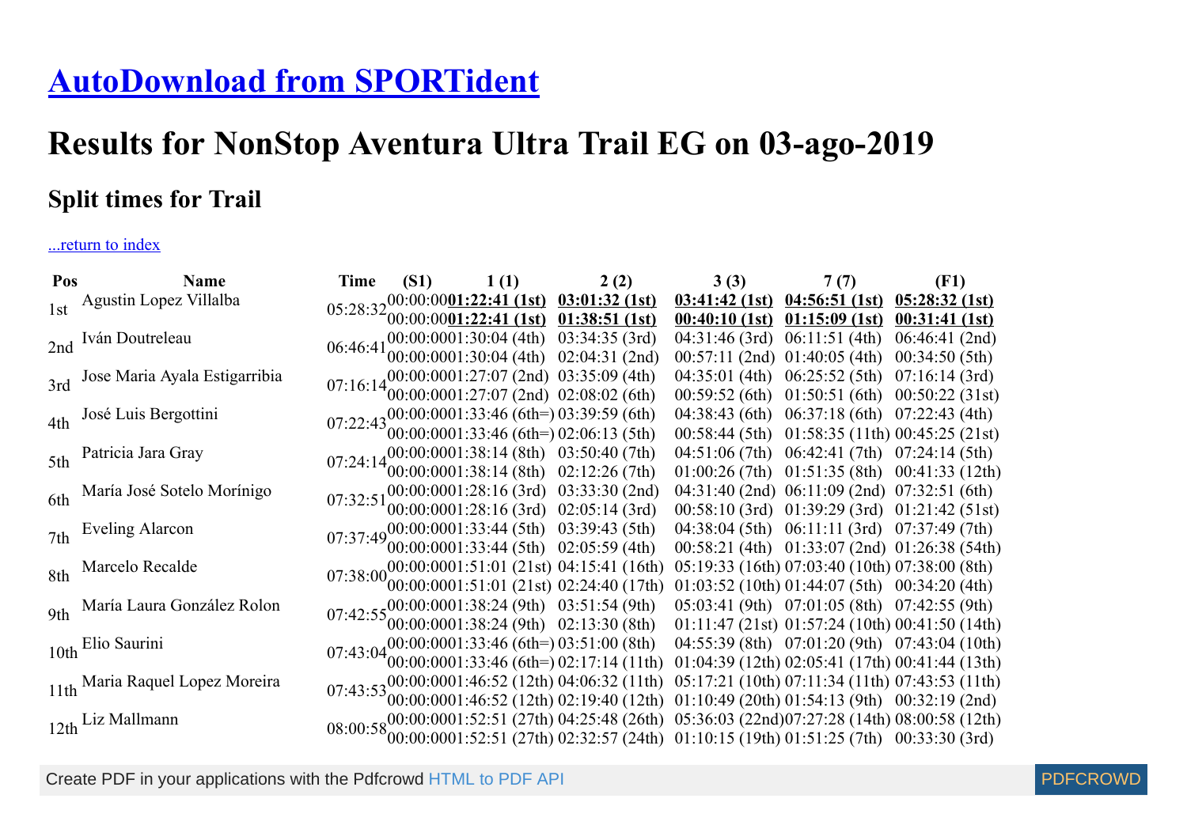# [AutoDownload from SPORTident]

# Results for NonStop Aventura Ultra Trail EG on 03-ago-2019

## Split times for Trail

[...return to index]

| Pos | Name | Time | (S1) | 1 (1) | 2 (2) | 3 (3) | 7 (7) | (F1) |
|---|---|---|---|---|---|---|---|---|
| 1st | Agustin Lopez Villalba | 05:28:32 | 00:00:00 | **01:22:41 (1st)** | **03:01:32 (1st)** | **03:41:42 (1st)** | **04:56:51 (1st)** | **05:28:32 (1st)** |
| | | | 00:00:00 | **01:22:41 (1st)** | **01:38:51 (1st)** | **00:40:10 (1st)** | **01:15:09 (1st)** | **00:31:41 (1st)** |
| 2nd | Iván Doutreleau | 06:46:41 | 00:00:00 | 01:30:04 (4th) | 03:34:35 (3rd) | 04:31:46 (3rd) | 06:11:51 (4th) | 06:46:41 (2nd) |
| | | | 00:00:00 | 01:30:04 (4th) | 02:04:31 (2nd) | 00:57:11 (2nd) | 01:40:05 (4th) | 00:34:50 (5th) |
| 3rd | Jose Maria Ayala Estigarribia | 07:16:14 | 00:00:00 | 01:27:07 (2nd) | 03:35:09 (4th) | 04:35:01 (4th) | 06:25:52 (5th) | 07:16:14 (3rd) |
| | | | 00:00:00 | 01:27:07 (2nd) | 02:08:02 (6th) | 00:59:52 (6th) | 01:50:51 (6th) | 00:50:22 (31st) |
| 4th | José Luis Bergottini | 07:22:43 | 00:00:00 | 01:33:46 (6th=) | 03:39:59 (6th) | 04:38:43 (6th) | 06:37:18 (6th) | 07:22:43 (4th) |
| | | | 00:00:00 | 01:33:46 (6th=) | 02:06:13 (5th) | 00:58:44 (5th) | 01:58:35 (11th) | 00:45:25 (21st) |
| 5th | Patricia Jara Gray | 07:24:14 | 00:00:00 | 01:38:14 (8th) | 03:50:40 (7th) | 04:51:06 (7th) | 06:42:41 (7th) | 07:24:14 (5th) |
| | | | 00:00:00 | 01:38:14 (8th) | 02:12:26 (7th) | 01:00:26 (7th) | 01:51:35 (8th) | 00:41:33 (12th) |
| 6th | María José Sotelo Morínigo | 07:32:51 | 00:00:00 | 01:28:16 (3rd) | 03:33:30 (2nd) | 04:31:40 (2nd) | 06:11:09 (2nd) | 07:32:51 (6th) |
| | | | 00:00:00 | 01:28:16 (3rd) | 02:05:14 (3rd) | 00:58:10 (3rd) | 01:39:29 (3rd) | 01:21:42 (51st) |
| 7th | Eveling Alarcon | 07:37:49 | 00:00:00 | 01:33:44 (5th) | 03:39:43 (5th) | 04:38:04 (5th) | 06:11:11 (3rd) | 07:37:49 (7th) |
| | | | 00:00:00 | 01:33:44 (5th) | 02:05:59 (4th) | 00:58:21 (4th) | 01:33:07 (2nd) | 01:26:38 (54th) |
| 8th | Marcelo Recalde | 07:38:00 | 00:00:00 | 01:51:01 (21st) | 04:15:41 (16th) | 05:19:33 (16th) | 07:03:40 (10th) | 07:38:00 (8th) |
| | | | 00:00:00 | 01:51:01 (21st) | 02:24:40 (17th) | 01:03:52 (10th) | 01:44:07 (5th) | 00:34:20 (4th) |
| 9th | María Laura González Rolon | 07:42:55 | 00:00:00 | 01:38:24 (9th) | 03:51:54 (9th) | 05:03:41 (9th) | 07:01:05 (8th) | 07:42:55 (9th) |
| | | | 00:00:00 | 01:38:24 (9th) | 02:13:30 (8th) | 01:11:47 (21st) | 01:57:24 (10th) | 00:41:50 (14th) |
| 10th | Elio Saurini | 07:43:04 | 00:00:00 | 01:33:46 (6th=) | 03:51:00 (8th) | 04:55:39 (8th) | 07:01:20 (9th) | 07:43:04 (10th) |
| | | | 00:00:00 | 01:33:46 (6th=) | 02:17:14 (11th) | 01:04:39 (12th) | 02:05:41 (17th) | 00:41:44 (13th) |
| 11th | Maria Raquel Lopez Moreira | 07:43:53 | 00:00:00 | 01:46:52 (12th) | 04:06:32 (11th) | 05:17:21 (10th) | 07:11:34 (11th) | 07:43:53 (11th) |
| | | | 00:00:00 | 01:46:52 (12th) | 02:19:40 (12th) | 01:10:49 (20th) | 01:54:13 (9th) | 00:32:19 (2nd) |
| 12th | Liz Mallmann | 08:00:58 | 00:00:00 | 01:52:51 (27th) | 04:25:48 (26th) | 05:36:03 (22nd) | 07:27:28 (14th) | 08:00:58 (12th) |
| | | | 00:00:00 | 01:52:51 (27th) | 02:32:57 (24th) | 01:10:15 (19th) | 01:51:25 (7th) | 00:33:30 (3rd) |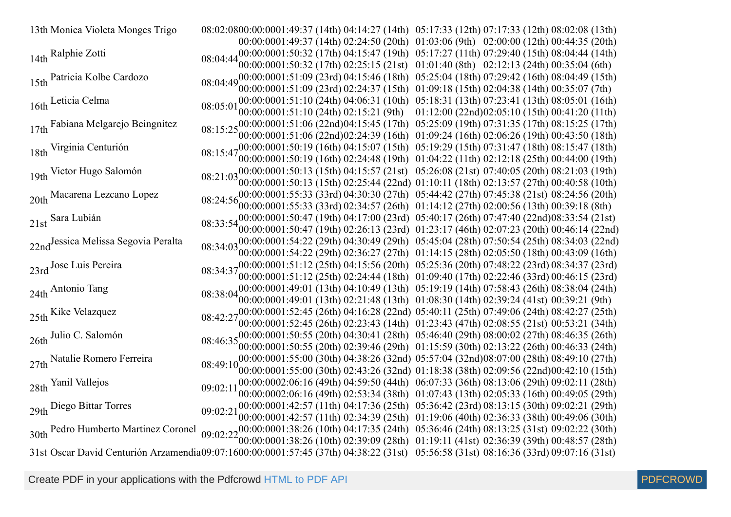| Pos | Name | Time | Start | Split 1 | Split 2 | Split 3 | Split 4 | Finish |
|---|---|---|---|---|---|---|---|---|
| 13th | Monica Violeta Monges Trigo | 08:02:08 | 00:00:00 | 01:49:37 (14th) | 04:14:27 (14th) | 05:17:33 (12th) | 07:17:33 (12th) | 08:02:08 (13th) |
| | | | 00:00:00 | 01:49:37 (14th) | 02:24:50 (20th) | 01:03:06 (9th) | 02:00:00 (12th) | 00:44:35 (20th) |
| 14th | Ralphie Zotti | 08:04:44 | 00:00:00 | 01:50:32 (17th) | 04:15:47 (19th) | 05:17:27 (11th) | 07:29:40 (15th) | 08:04:44 (14th) |
| | | | 00:00:00 | 01:50:32 (17th) | 02:25:15 (21st) | 01:01:40 (8th) | 02:12:13 (24th) | 00:35:04 (6th) |
| 15th | Patricia Kolbe Cardozo | 08:04:49 | 00:00:00 | 01:51:09 (23rd) | 04:15:46 (18th) | 05:25:04 (18th) | 07:29:42 (16th) | 08:04:49 (15th) |
| | | | 00:00:00 | 01:51:09 (23rd) | 02:24:37 (15th) | 01:09:18 (15th) | 02:04:38 (14th) | 00:35:07 (7th) |
| 16th | Leticia Celma | 08:05:01 | 00:00:00 | 01:51:10 (24th) | 04:06:31 (10th) | 05:18:31 (13th) | 07:23:41 (13th) | 08:05:01 (16th) |
| | | | 00:00:00 | 01:51:10 (24th) | 02:15:21 (9th) | 01:12:00 (22nd) | 02:05:10 (15th) | 00:41:20 (11th) |
| 17th | Fabiana Melgarejo Beingnitez | 08:15:25 | 00:00:00 | 01:51:06 (22nd) | 04:15:45 (17th) | 05:25:09 (19th) | 07:31:35 (17th) | 08:15:25 (17th) |
| | | | 00:00:00 | 01:51:06 (22nd) | 02:24:39 (16th) | 01:09:24 (16th) | 02:06:26 (19th) | 00:43:50 (18th) |
| 18th | Virginia Centurión | 08:15:47 | 00:00:00 | 01:50:19 (16th) | 04:15:07 (15th) | 05:19:29 (15th) | 07:31:47 (18th) | 08:15:47 (18th) |
| | | | 00:00:00 | 01:50:19 (16th) | 02:24:48 (19th) | 01:04:22 (11th) | 02:12:18 (25th) | 00:44:00 (19th) |
| 19th | Victor Hugo Salomón | 08:21:03 | 00:00:00 | 01:50:13 (15th) | 04:15:57 (21st) | 05:26:08 (21st) | 07:40:05 (20th) | 08:21:03 (19th) |
| | | | 00:00:00 | 01:50:13 (15th) | 02:25:44 (22nd) | 01:10:11 (18th) | 02:13:57 (27th) | 00:40:58 (10th) |
| 20th | Macarena Lezcano Lopez | 08:24:56 | 00:00:00 | 01:55:33 (33rd) | 04:30:30 (27th) | 05:44:42 (27th) | 07:45:38 (21st) | 08:24:56 (20th) |
| | | | 00:00:00 | 01:55:33 (33rd) | 02:34:57 (26th) | 01:14:12 (27th) | 02:00:56 (13th) | 00:39:18 (8th) |
| 21st | Sara Lubián | 08:33:54 | 00:00:00 | 01:50:47 (19th) | 04:17:00 (23rd) | 05:40:17 (26th) | 07:47:40 (22nd) | 08:33:54 (21st) |
| | | | 00:00:00 | 01:50:47 (19th) | 02:26:13 (23rd) | 01:23:17 (46th) | 02:07:23 (20th) | 00:46:14 (22nd) |
| 22nd | Jessica Melissa Segovia Peralta | 08:34:03 | 00:00:00 | 01:54:22 (29th) | 04:30:49 (29th) | 05:45:04 (28th) | 07:50:54 (25th) | 08:34:03 (22nd) |
| | | | 00:00:00 | 01:54:22 (29th) | 02:36:27 (27th) | 01:14:15 (28th) | 02:05:50 (18th) | 00:43:09 (16th) |
| 23rd | Jose Luis Pereira | 08:34:37 | 00:00:00 | 01:51:12 (25th) | 04:15:56 (20th) | 05:25:36 (20th) | 07:48:22 (23rd) | 08:34:37 (23rd) |
| | | | 00:00:00 | 01:51:12 (25th) | 02:24:44 (18th) | 01:09:40 (17th) | 02:22:46 (33rd) | 00:46:15 (23rd) |
| 24th | Antonio Tang | 08:38:04 | 00:00:00 | 01:49:01 (13th) | 04:10:49 (13th) | 05:19:19 (14th) | 07:58:43 (26th) | 08:38:04 (24th) |
| | | | 00:00:00 | 01:49:01 (13th) | 02:21:48 (13th) | 01:08:30 (14th) | 02:39:24 (41st) | 00:39:21 (9th) |
| 25th | Kike Velazquez | 08:42:27 | 00:00:00 | 01:52:45 (26th) | 04:16:28 (22nd) | 05:40:11 (25th) | 07:49:06 (24th) | 08:42:27 (25th) |
| | | | 00:00:00 | 01:52:45 (26th) | 02:23:43 (14th) | 01:23:43 (47th) | 02:08:55 (21st) | 00:53:21 (34th) |
| 26th | Julio C. Salomón | 08:46:35 | 00:00:00 | 01:50:55 (20th) | 04:30:41 (28th) | 05:46:40 (29th) | 08:00:02 (27th) | 08:46:35 (26th) |
| | | | 00:00:00 | 01:50:55 (20th) | 02:39:46 (29th) | 01:15:59 (30th) | 02:13:22 (26th) | 00:46:33 (24th) |
| 27th | Natalie Romero Ferreira | 08:49:10 | 00:00:00 | 01:55:00 (30th) | 04:38:26 (32nd) | 05:57:04 (32nd) | 08:07:00 (28th) | 08:49:10 (27th) |
| | | | 00:00:00 | 01:55:00 (30th) | 02:43:26 (32nd) | 01:18:38 (38th) | 02:09:56 (22nd) | 00:42:10 (15th) |
| 28th | Yanil Vallejos | 09:02:11 | 00:00:00 | 02:06:16 (49th) | 04:59:50 (44th) | 06:07:33 (36th) | 08:13:06 (29th) | 09:02:11 (28th) |
| | | | 00:00:00 | 02:06:16 (49th) | 02:53:34 (38th) | 01:07:43 (13th) | 02:05:33 (16th) | 00:49:05 (29th) |
| 29th | Diego Bittar Torres | 09:02:21 | 00:00:00 | 01:42:57 (11th) | 04:17:36 (25th) | 05:36:42 (23rd) | 08:13:15 (30th) | 09:02:21 (29th) |
| | | | 00:00:00 | 01:42:57 (11th) | 02:34:39 (25th) | 01:19:06 (40th) | 02:36:33 (38th) | 00:49:06 (30th) |
| 30th | Pedro Humberto Martinez Coronel | 09:02:22 | 00:00:00 | 01:38:26 (10th) | 04:17:35 (24th) | 05:36:46 (24th) | 08:13:25 (31st) | 09:02:22 (30th) |
| | | | 00:00:00 | 01:38:26 (10th) | 02:39:09 (28th) | 01:19:11 (41st) | 02:36:39 (39th) | 00:48:57 (28th) |
| 31st | Oscar David Centurión Arzamendia | 09:07:16 | 00:00:00 | 01:57:45 (37th) | 04:38:22 (31st) | 05:56:58 (31st) | 08:16:36 (33rd) | 09:07:16 (31st) |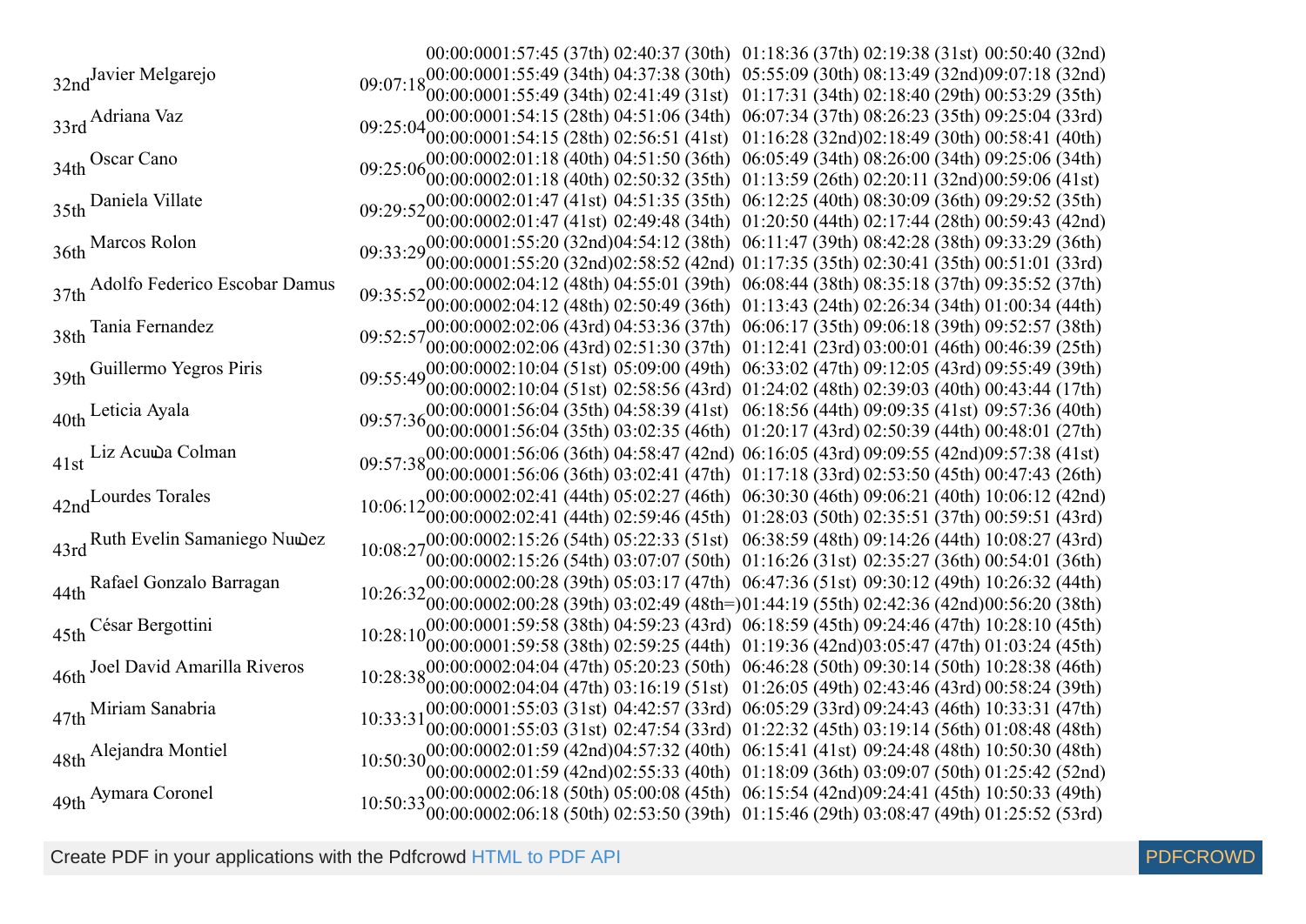| | | | | | | | | |
|---|---|---|---|---|---|---|---|---|
| | | | 00:00:00 | 01:57:45 (37th) | 02:40:37 (30th) | 01:18:36 (37th) | 02:19:38 (31st) | 00:50:40 (32nd) |
| 32nd | Javier Melgarejo | 09:07:18 | 00:00:00 | 01:55:49 (34th) | 04:37:38 (30th) | 05:55:09 (30th) | 08:13:49 (32nd) | 09:07:18 (32nd) |
| | | | 00:00:00 | 01:55:49 (34th) | 02:41:49 (31st) | 01:17:31 (34th) | 02:18:40 (29th) | 00:53:29 (35th) |
| 33rd | Adriana Vaz | 09:25:04 | 00:00:00 | 01:54:15 (28th) | 04:51:06 (34th) | 06:07:34 (37th) | 08:26:23 (35th) | 09:25:04 (33rd) |
| | | | 00:00:00 | 01:54:15 (28th) | 02:56:51 (41st) | 01:16:28 (32nd) | 02:18:49 (30th) | 00:58:41 (40th) |
| 34th | Oscar Cano | 09:25:06 | 00:00:00 | 02:01:18 (40th) | 04:51:50 (36th) | 06:05:49 (34th) | 08:26:00 (34th) | 09:25:06 (34th) |
| | | | 00:00:00 | 02:01:18 (40th) | 02:50:32 (35th) | 01:13:59 (26th) | 02:20:11 (32nd) | 00:59:06 (41st) |
| 35th | Daniela Villate | 09:29:52 | 00:00:00 | 02:01:47 (41st) | 04:51:35 (35th) | 06:12:25 (40th) | 08:30:09 (36th) | 09:29:52 (35th) |
| | | | 00:00:00 | 02:01:47 (41st) | 02:49:48 (34th) | 01:20:50 (44th) | 02:17:44 (28th) | 00:59:43 (42nd) |
| 36th | Marcos Rolon | 09:33:29 | 00:00:00 | 01:55:20 (32nd) | 04:54:12 (38th) | 06:11:47 (39th) | 08:42:28 (38th) | 09:33:29 (36th) |
| | | | 00:00:00 | 01:55:20 (32nd) | 02:58:52 (42nd) | 01:17:35 (35th) | 02:30:41 (35th) | 00:51:01 (33rd) |
| 37th | Adolfo Federico Escobar Damus | 09:35:52 | 00:00:00 | 02:04:12 (48th) | 04:55:01 (39th) | 06:08:44 (38th) | 08:35:18 (37th) | 09:35:52 (37th) |
| | | | 00:00:00 | 02:04:12 (48th) | 02:50:49 (36th) | 01:13:43 (24th) | 02:26:34 (34th) | 01:00:34 (44th) |
| 38th | Tania Fernandez | 09:52:57 | 00:00:00 | 02:02:06 (43rd) | 04:53:36 (37th) | 06:06:17 (35th) | 09:06:18 (39th) | 09:52:57 (38th) |
| | | | 00:00:00 | 02:02:06 (43rd) | 02:51:30 (37th) | 01:12:41 (23rd) | 03:00:01 (46th) | 00:46:39 (25th) |
| 39th | Guillermo Yegros Piris | 09:55:49 | 00:00:00 | 02:10:04 (51st) | 05:09:00 (49th) | 06:33:02 (47th) | 09:12:05 (43rd) | 09:55:49 (39th) |
| | | | 00:00:00 | 02:10:04 (51st) | 02:58:56 (43rd) | 01:24:02 (48th) | 02:39:03 (40th) | 00:43:44 (17th) |
| 40th | Leticia Ayala | 09:57:36 | 00:00:00 | 01:56:04 (35th) | 04:58:39 (41st) | 06:18:56 (44th) | 09:09:35 (41st) | 09:57:36 (40th) |
| | | | 00:00:00 | 01:56:04 (35th) | 03:02:35 (46th) | 01:20:17 (43rd) | 02:50:39 (44th) | 00:48:01 (27th) |
| 41st | Liz Acuña Colman | 09:57:38 | 00:00:00 | 01:56:06 (36th) | 04:58:47 (42nd) | 06:16:05 (43rd) | 09:09:55 (42nd) | 09:57:38 (41st) |
| | | | 00:00:00 | 01:56:06 (36th) | 03:02:41 (47th) | 01:17:18 (33rd) | 02:53:50 (45th) | 00:47:43 (26th) |
| 42nd | Lourdes Torales | 10:06:12 | 00:00:00 | 02:02:41 (44th) | 05:02:27 (46th) | 06:30:30 (46th) | 09:06:21 (40th) | 10:06:12 (42nd) |
| | | | 00:00:00 | 02:02:41 (44th) | 02:59:46 (45th) | 01:28:03 (50th) | 02:35:51 (37th) | 00:59:51 (43rd) |
| 43rd | Ruth Evelin Samaniego Nuñez | 10:08:27 | 00:00:00 | 02:15:26 (54th) | 05:22:33 (51st) | 06:38:59 (48th) | 09:14:26 (44th) | 10:08:27 (43rd) |
| | | | 00:00:00 | 02:15:26 (54th) | 03:07:07 (50th) | 01:16:26 (31st) | 02:35:27 (36th) | 00:54:01 (36th) |
| 44th | Rafael Gonzalo Barragan | 10:26:32 | 00:00:00 | 02:00:28 (39th) | 05:03:17 (47th) | 06:47:36 (51st) | 09:30:12 (49th) | 10:26:32 (44th) |
| | | | 00:00:00 | 02:00:28 (39th) | 03:02:49 (48th=) | 01:44:19 (55th) | 02:42:36 (42nd) | 00:56:20 (38th) |
| 45th | César Bergottini | 10:28:10 | 00:00:00 | 01:59:58 (38th) | 04:59:23 (43rd) | 06:18:59 (45th) | 09:24:46 (47th) | 10:28:10 (45th) |
| | | | 00:00:00 | 01:59:58 (38th) | 02:59:25 (44th) | 01:19:36 (42nd) | 03:05:47 (47th) | 01:03:24 (45th) |
| 46th | Joel David Amarilla Riveros | 10:28:38 | 00:00:00 | 02:04:04 (47th) | 05:20:23 (50th) | 06:46:28 (50th) | 09:30:14 (50th) | 10:28:38 (46th) |
| | | | 00:00:00 | 02:04:04 (47th) | 03:16:19 (51st) | 01:26:05 (49th) | 02:43:46 (43rd) | 00:58:24 (39th) |
| 47th | Miriam Sanabria | 10:33:31 | 00:00:00 | 01:55:03 (31st) | 04:42:57 (33rd) | 06:05:29 (33rd) | 09:24:43 (46th) | 10:33:31 (47th) |
| | | | 00:00:00 | 01:55:03 (31st) | 02:47:54 (33rd) | 01:22:32 (45th) | 03:19:14 (56th) | 01:08:48 (48th) |
| 48th | Alejandra Montiel | 10:50:30 | 00:00:00 | 02:01:59 (42nd) | 04:57:32 (40th) | 06:15:41 (41st) | 09:24:48 (48th) | 10:50:30 (48th) |
| | | | 00:00:00 | 02:01:59 (42nd) | 02:55:33 (40th) | 01:18:09 (36th) | 03:09:07 (50th) | 01:25:42 (52nd) |
| 49th | Aymara Coronel | 10:50:33 | 00:00:00 | 02:06:18 (50th) | 05:00:08 (45th) | 06:15:54 (42nd) | 09:24:41 (45th) | 10:50:33 (49th) |
| | | | 00:00:00 | 02:06:18 (50th) | 02:53:50 (39th) | 01:15:46 (29th) | 03:08:47 (49th) | 01:25:52 (53rd) |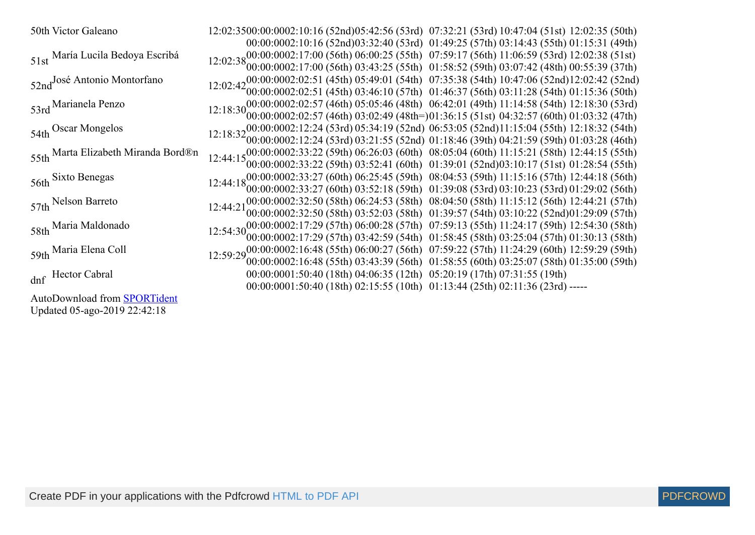| | | | | | | | | |
|---|---|---|---|---|---|---|---|---|
| 50th | Victor Galeano | 12:02:35 | 00:00:00 | 02:10:16 (52nd) | 05:42:56 (53rd) | 07:32:21 (53rd) | 10:47:04 (51st) | 12:02:35 (50th) |
| | | | 00:00:00 | 02:10:16 (52nd) | 03:32:40 (53rd) | 01:49:25 (57th) | 03:14:43 (55th) | 01:15:31 (49th) |
| 51st | María Lucila Bedoya Escribá | 12:02:38 | 00:00:00 | 02:17:00 (56th) | 06:00:25 (55th) | 07:59:17 (56th) | 11:06:59 (53rd) | 12:02:38 (51st) |
| | | | 00:00:00 | 02:17:00 (56th) | 03:43:25 (55th) | 01:58:52 (59th) | 03:07:42 (48th) | 00:55:39 (37th) |
| 52nd | José Antonio Montorfano | 12:02:42 | 00:00:00 | 02:02:51 (45th) | 05:49:01 (54th) | 07:35:38 (54th) | 10:47:06 (52nd) | 12:02:42 (52nd) |
| | | | 00:00:00 | 02:02:51 (45th) | 03:46:10 (57th) | 01:46:37 (56th) | 03:11:28 (54th) | 01:15:36 (50th) |
| 53rd | Marianela Penzo | 12:18:30 | 00:00:00 | 02:02:57 (46th) | 05:05:46 (48th) | 06:42:01 (49th) | 11:14:58 (54th) | 12:18:30 (53rd) |
| | | | 00:00:00 | 02:02:57 (46th) | 03:02:49 (48th=) | 01:36:15 (51st) | 04:32:57 (60th) | 01:03:32 (47th) |
| 54th | Oscar Mongelos | 12:18:32 | 00:00:00 | 02:12:24 (53rd) | 05:34:19 (52nd) | 06:53:05 (52nd) | 11:15:04 (55th) | 12:18:32 (54th) |
| | | | 00:00:00 | 02:12:24 (53rd) | 03:21:55 (52nd) | 01:18:46 (39th) | 04:21:59 (59th) | 01:03:28 (46th) |
| 55th | Marta Elizabeth Miranda Bord®n | 12:44:15 | 00:00:00 | 02:33:22 (59th) | 06:26:03 (60th) | 08:05:04 (60th) | 11:15:21 (58th) | 12:44:15 (55th) |
| | | | 00:00:00 | 02:33:22 (59th) | 03:52:41 (60th) | 01:39:01 (52nd) | 03:10:17 (51st) | 01:28:54 (55th) |
| 56th | Sixto Benegas | 12:44:18 | 00:00:00 | 02:33:27 (60th) | 06:25:45 (59th) | 08:04:53 (59th) | 11:15:16 (57th) | 12:44:18 (56th) |
| | | | 00:00:00 | 02:33:27 (60th) | 03:52:18 (59th) | 01:39:08 (53rd) | 03:10:23 (53rd) | 01:29:02 (56th) |
| 57th | Nelson Barreto | 12:44:21 | 00:00:00 | 02:32:50 (58th) | 06:24:53 (58th) | 08:04:50 (58th) | 11:15:12 (56th) | 12:44:21 (57th) |
| | | | 00:00:00 | 02:32:50 (58th) | 03:52:03 (58th) | 01:39:57 (54th) | 03:10:22 (52nd) | 01:29:09 (57th) |
| 58th | Maria Maldonado | 12:54:30 | 00:00:00 | 02:17:29 (57th) | 06:00:28 (57th) | 07:59:13 (55th) | 11:24:17 (59th) | 12:54:30 (58th) |
| | | | 00:00:00 | 02:17:29 (57th) | 03:42:59 (54th) | 01:58:45 (58th) | 03:25:04 (57th) | 01:30:13 (58th) |
| 59th | Maria Elena Coll | 12:59:29 | 00:00:00 | 02:16:48 (55th) | 06:00:27 (56th) | 07:59:22 (57th) | 11:24:29 (60th) | 12:59:29 (59th) |
| | | | 00:00:00 | 02:16:48 (55th) | 03:43:39 (56th) | 01:58:55 (60th) | 03:25:07 (58th) | 01:35:00 (59th) |
| dnf | Hector Cabral | | 00:00:00 | 01:50:40 (18th) | 04:06:35 (12th) | 05:20:19 (17th) | 07:31:55 (19th) | |
| | | | 00:00:00 | 01:50:40 (18th) | 02:15:55 (10th) | 01:13:44 (25th) | 02:11:36 (23rd) | ----- |

AutoDownload from [SPORTident]
Updated 05-ago-2019 22:42:18